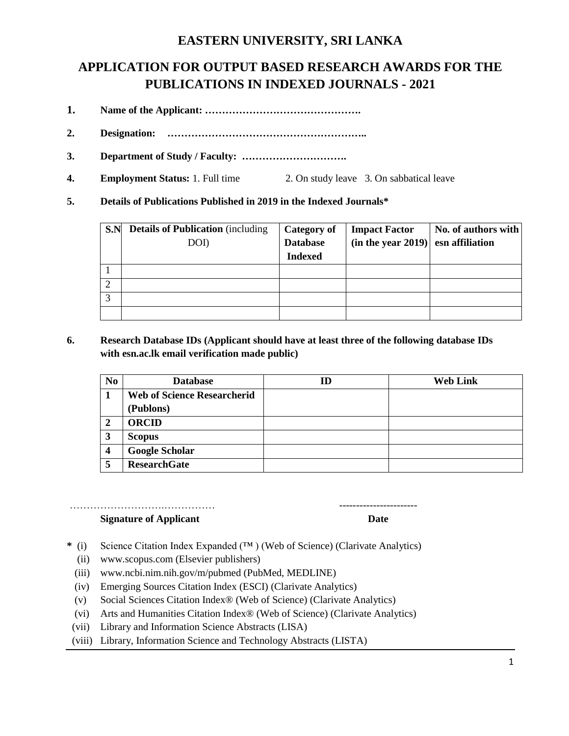# EASTERN UNIVERSITY, SRI LANKA

## APPLICATION FOR OUTPUT BASED RESEARCH AWARDS FOR THE PUBLICATIONS IN INDEXED JOURNALS - 2021

**1. Name of the Applicant: ……………………………………….**

**2. Designation: …………………………………………………..**

**3. Department of Study / Faculty: ………………………….**

**4. Employment Status:** 1. Full time    2. On study leave   3. On sabbatical leave

**5. Details of Publications Published in 2019 in the Indexed Journals***

| S.N | Details of Publication (including DOI) | Category of Database Indexed | Impact Factor (in the year 2019) | No. of authors with esn affiliation |
|---|---|---|---|---|
| 1 | | | | |
| 2 | | | | |
| 3 | | | | |
| | | | | |

**6. Research Database IDs (Applicant should have at least three of the following database IDs with esn.ac.lk email verification made public)**

| No | Database | ID | Web Link |
|---|---|---|---|
| 1 | Web of Science Researcherid (Publons) | | |
| 2 | ORCID | | |
| 3 | Scopus | | |
| 4 | Google Scholar | | |
| 5 | ResearchGate | | |

…………………………………………    ----------------------

**Signature of Applicant**    **Date**

* (i) Science Citation Index Expanded (™ ) (Web of Science) (Clarivate Analytics)
  (ii) www.scopus.com (Elsevier publishers)
  (iii) www.ncbi.nim.nih.gov/m/pubmed (PubMed, MEDLINE)
  (iv) Emerging Sources Citation Index (ESCI) (Clarivate Analytics)
  (v) Social Sciences Citation Index® (Web of Science) (Clarivate Analytics)
  (vi) Arts and Humanities Citation Index® (Web of Science) (Clarivate Analytics)
  (vii) Library and Information Science Abstracts (LISA)
  (viii) Library, Information Science and Technology Abstracts (LISTA)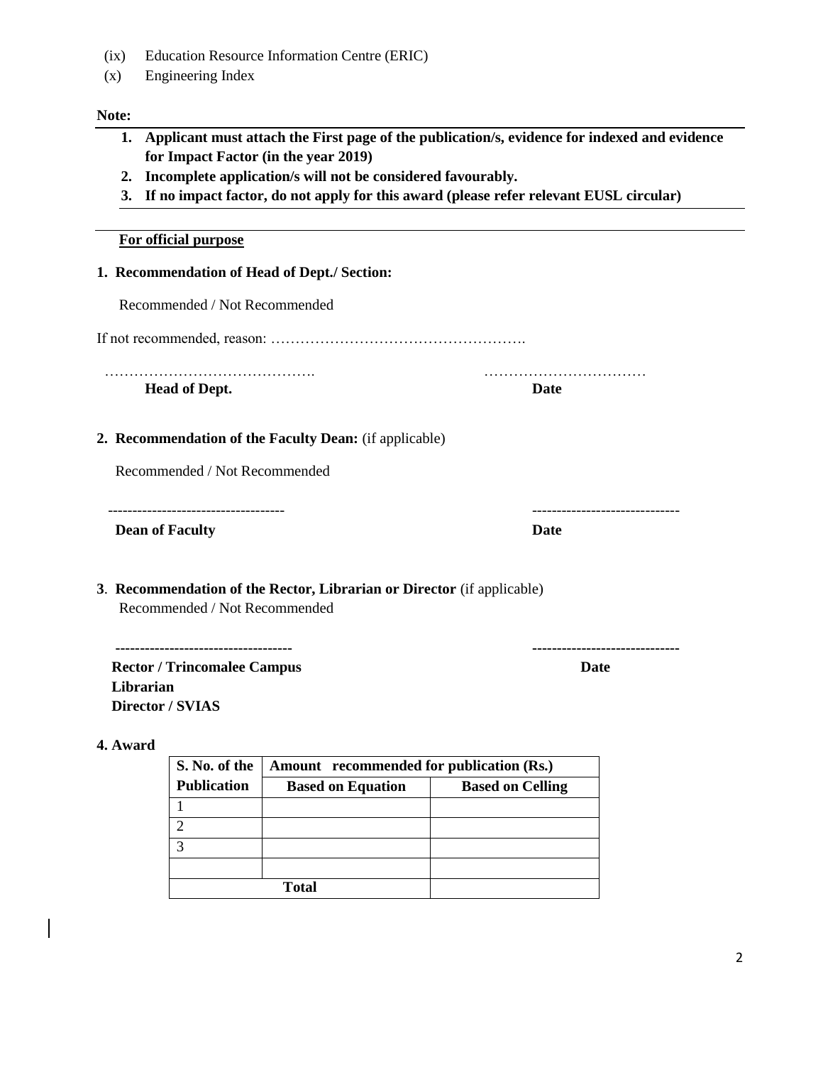(ix) Education Resource Information Centre (ERIC)

(x) Engineering Index

**Note:**

1. **Applicant must attach the First page of the publication/s, evidence for indexed and evidence for Impact Factor (in the year 2019)**
2. **Incomplete application/s will not be considered favourably.**
3. **If no impact factor, do not apply for this award (please refer relevant EUSL circular)**

---

**For official purpose**

**1. Recommendation of Head of Dept./ Section:**

Recommended / Not Recommended

If not recommended, reason: …………………………………………….

……………………………………. ……………………………

**Head of Dept.** **Date**

**2. Recommendation of the Faculty Dean:** (if applicable)

Recommended / Not Recommended

------------------------------------ ------------------------------

**Dean of Faculty** **Date**

**3. Recommendation of the Rector, Librarian or Director** (if applicable)

Recommended / Not Recommended

------------------------------------ ------------------------------

**Rector / Trincomalee Campus** **Date**

**Librarian**

**Director / SVIAS**

**4. Award**

| **S. No. of the Publication** | **Amount recommended for publication (Rs.)** | |
|---|---|---|
| | **Based on Equation** | **Based on Celling** |
| 1 | | |
| 2 | | |
| 3 | | |
| | | |
| **Total** | | |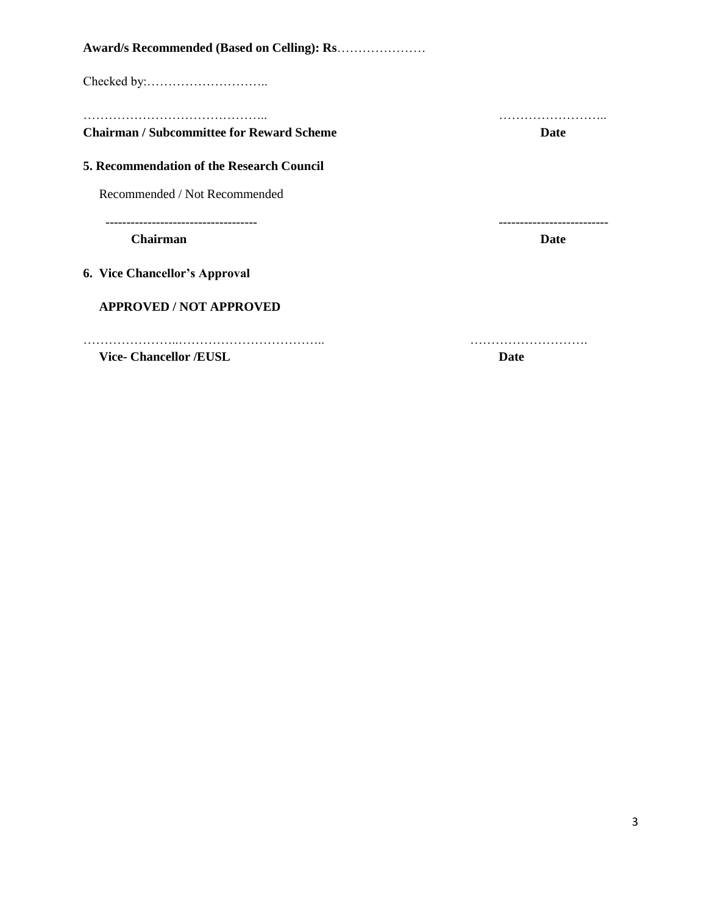**Award/s Recommended (Based on Celling): Rs**…………………

Checked by:………………………..

……………………………………..  ……………………..

**Chairman / Subcommittee for Reward Scheme**  **Date**

**5. Recommendation of the Research Council**

Recommended / Not Recommended

------------------------------------  -------------------------

**Chairman**  **Date**

**6. Vice Chancellor's Approval**

**APPROVED / NOT APPROVED**

…………………...……………………………..  ……………………….

**Vice- Chancellor /EUSL**  **Date**